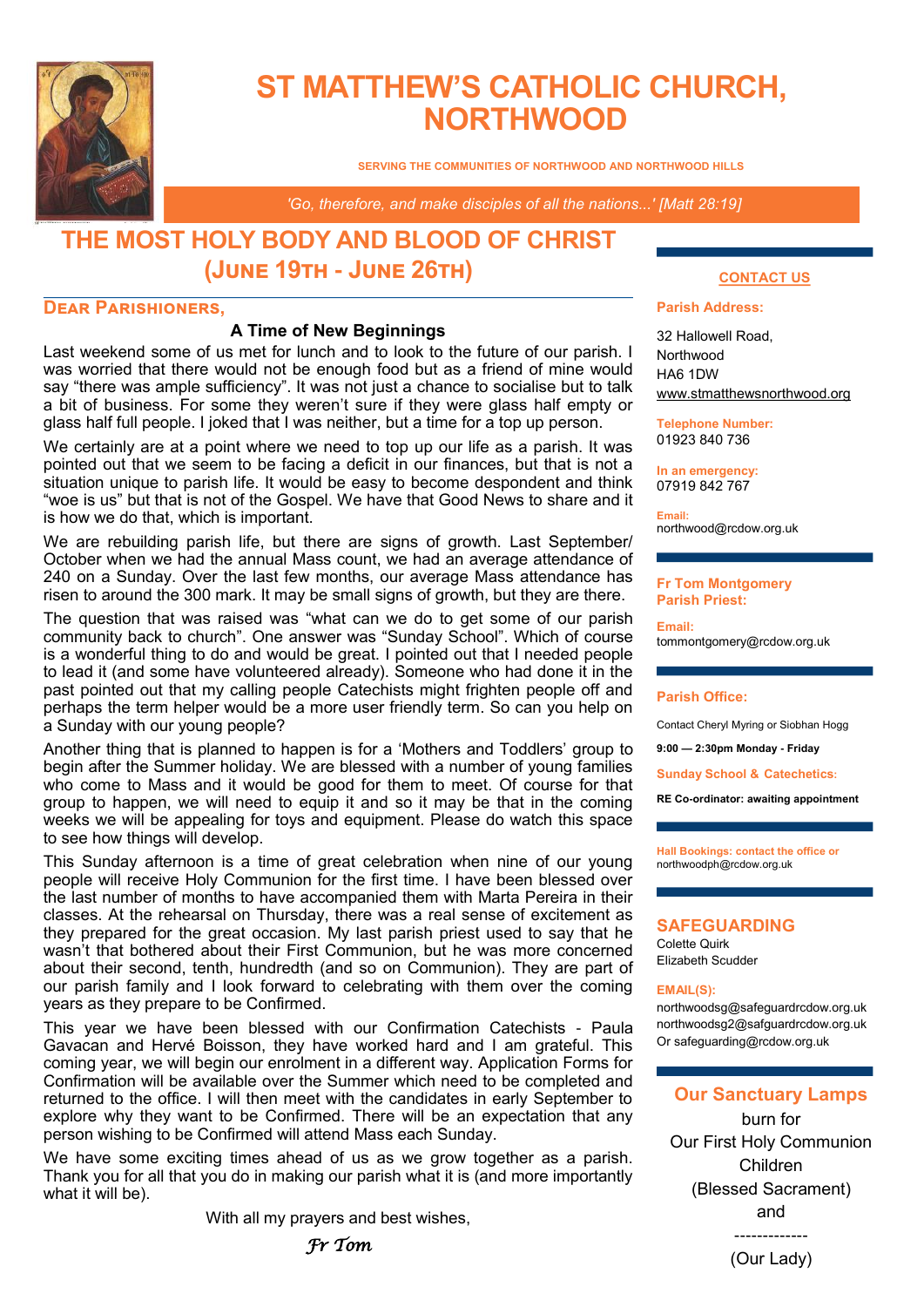# ST MATTHEW'S CATHOLIC CHURCH, NORTHWOOD

SERVING THE COMMUNITIES OF NORTHWOOD AND NORTHWOOD HILLS

*'Go, therefore, and make disciples of all the nations...' [Matt 28:19]*

## THE MOST HOLY BODY AND BLOOD OF CHRIST (JUNE 19TH - JUNE 26TH)

### DEAR PARISHIONERS,

**A Time of New Beginnings**

Last weekend some of us met for lunch and to look to the future of our parish. I was worried that there would not be enough food but as a friend of mine would say "there was ample sufficiency". It was not just a chance to socialise but to talk a bit of business. For some they weren't sure if they were glass half empty or glass half full people. I joked that I was neither, but a time for a top up person.

We certainly are at a point where we need to top up our life as a parish. It was pointed out that we seem to be facing a deficit in our finances, but that is not a situation unique to parish life. It would be easy to become despondent and think "woe is us" but that is not of the Gospel. We have that Good News to share and it is how we do that, which is important.

We are rebuilding parish life, but there are signs of growth. Last September/ October when we had the annual Mass count, we had an average attendance of 240 on a Sunday. Over the last few months, our average Mass attendance has risen to around the 300 mark. It may be small signs of growth, but they are there.

The question that was raised was "what can we do to get some of our parish community back to church". One answer was "Sunday School". Which of course is a wonderful thing to do and would be great. I pointed out that I needed people to lead it (and some have volunteered already). Someone who had done it in the past pointed out that my calling people Catechists might frighten people off and perhaps the term helper would be a more user friendly term. So can you help on a Sunday with our young people?

Another thing that is planned to happen is for a 'Mothers and Toddlers' group to begin after the Summer holiday. We are blessed with a number of young families who come to Mass and it would be good for them to meet. Of course for that group to happen, we will need to equip it and so it may be that in the coming weeks we will be appealing for toys and equipment. Please do watch this space to see how things will develop.

This Sunday afternoon is a time of great celebration when nine of our young people will receive Holy Communion for the first time. I have been blessed over the last number of months to have accompanied them with Marta Pereira in their classes. At the rehearsal on Thursday, there was a real sense of excitement as they prepared for the great occasion. My last parish priest used to say that he wasn't that bothered about their First Communion, but he was more concerned about their second, tenth, hundredth (and so on Communion). They are part of our parish family and I look forward to celebrating with them over the coming years as they prepare to be Confirmed.

This year we have been blessed with our Confirmation Catechists - Paula Gavacan and Hervé Boisson, they have worked hard and I am grateful. This coming year, we will begin our enrolment in a different way. Application Forms for Confirmation will be available over the Summer which need to be completed and returned to the office. I will then meet with the candidates in early September to explore why they want to be Confirmed. There will be an expectation that any person wishing to be Confirmed will attend Mass each Sunday.

We have some exciting times ahead of us as we grow together as a parish. Thank you for all that you do in making our parish what it is (and more importantly what it will be).

With all my prayers and best wishes,

*Fr Tom*

---

### CONTACT US

**Parish Address:**

32 Hallowell Road,
Northwood
HA6 1DW
www.stmatthewsnorthwood.org

**Telephone Number:**
01923 840 736

**In an emergency:**
07919 842 767

**Email:**
northwood@rcdow.org.uk

**Fr Tom Montgomery**
**Parish Priest:**

**Email:**
tommontgomery@rcdow.org.uk

**Parish Office:**

Contact Cheryl Myring or Siobhan Hogg

**9:00 — 2:30pm Monday - Friday**

**Sunday School & Catechetics:**

**RE Co-ordinator: awaiting appointment**

**Hall Bookings: contact the office or** northwoodph@rcdow.org.uk

### SAFEGUARDING

Colette Quirk
Elizabeth Scudder

**EMAIL(S):**

northwoodsg@safeguardrcdow.org.uk
northwoodsg2@safguardrcdow.org.uk
Or safeguarding@rcdow.org.uk

### Our Sanctuary Lamps

burn for
Our First Holy Communion Children
(Blessed Sacrament)
and
-------------
(Our Lady)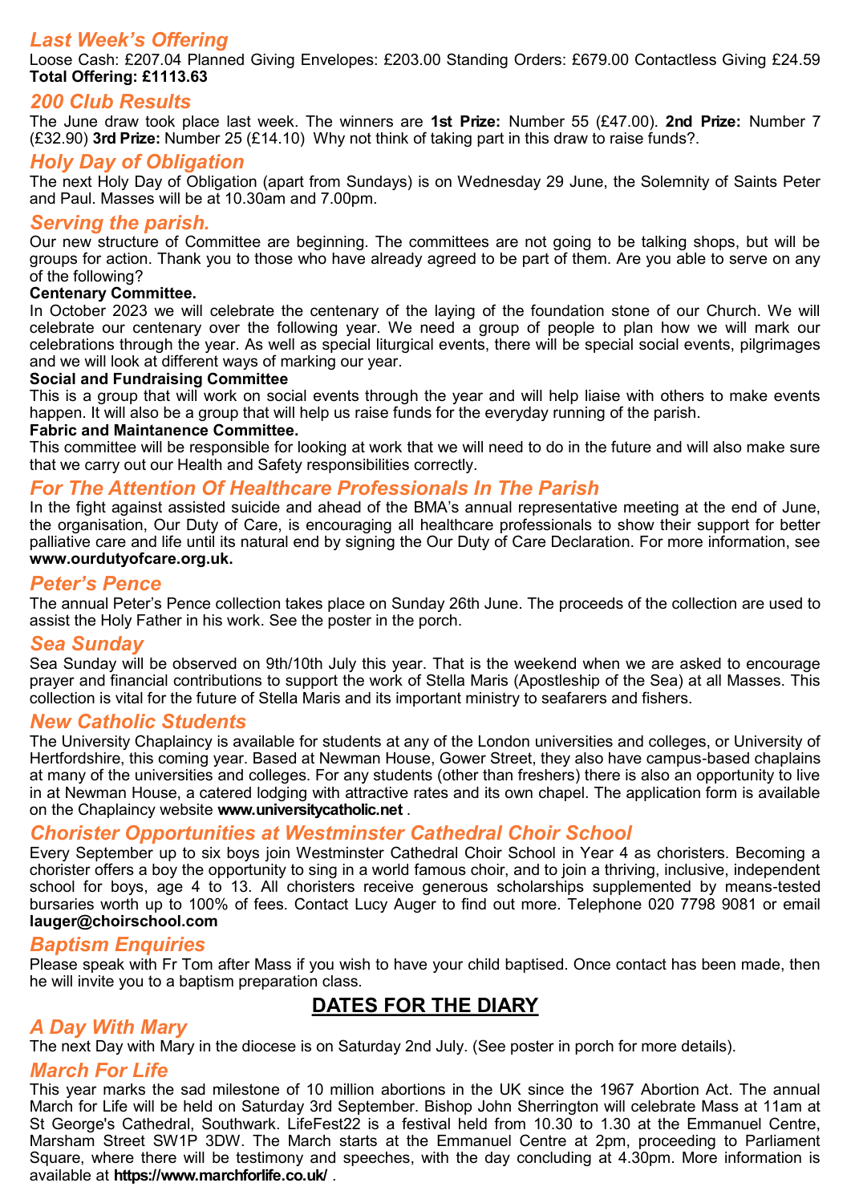## *Last Week's Offering*

Loose Cash: £207.04 Planned Giving Envelopes: £203.00 Standing Orders: £679.00 Contactless Giving £24.59
**Total Offering: £1113.63**

## *200 Club Results*

The June draw took place last week. The winners are **1st Prize:** Number 55 (£47.00). **2nd Prize:** Number 7 (£32.90) **3rd Prize:** Number 25 (£14.10) Why not think of taking part in this draw to raise funds?.

## *Holy Day of Obligation*

The next Holy Day of Obligation (apart from Sundays) is on Wednesday 29 June, the Solemnity of Saints Peter and Paul. Masses will be at 10.30am and 7.00pm.

## *Serving the parish.*

Our new structure of Committee are beginning. The committees are not going to be talking shops, but will be groups for action. Thank you to those who have already agreed to be part of them. Are you able to serve on any of the following?

**Centenary Committee.**

In October 2023 we will celebrate the centenary of the laying of the foundation stone of our Church. We will celebrate our centenary over the following year. We need a group of people to plan how we will mark our celebrations through the year. As well as special liturgical events, there will be special social events, pilgrimages and we will look at different ways of marking our year.

**Social and Fundraising Committee**

This is a group that will work on social events through the year and will help liaise with others to make events happen. It will also be a group that will help us raise funds for the everyday running of the parish.

**Fabric and Maintanence Committee.**

This committee will be responsible for looking at work that we will need to do in the future and will also make sure that we carry out our Health and Safety responsibilities correctly.

## *For The Attention Of Healthcare Professionals In The Parish*

In the fight against assisted suicide and ahead of the BMA's annual representative meeting at the end of June, the organisation, Our Duty of Care, is encouraging all healthcare professionals to show their support for better palliative care and life until its natural end by signing the Our Duty of Care Declaration. For more information, see **www.ourdutyofcare.org.uk.**

## *Peter's Pence*

The annual Peter's Pence collection takes place on Sunday 26th June. The proceeds of the collection are used to assist the Holy Father in his work. See the poster in the porch.

## *Sea Sunday*

Sea Sunday will be observed on 9th/10th July this year. That is the weekend when we are asked to encourage prayer and financial contributions to support the work of Stella Maris (Apostleship of the Sea) at all Masses. This collection is vital for the future of Stella Maris and its important ministry to seafarers and fishers.

## *New Catholic Students*

The University Chaplaincy is available for students at any of the London universities and colleges, or University of Hertfordshire, this coming year. Based at Newman House, Gower Street, they also have campus-based chaplains at many of the universities and colleges. For any students (other than freshers) there is also an opportunity to live in at Newman House, a catered lodging with attractive rates and its own chapel. The application form is available on the Chaplaincy website **www.universitycatholic.net** .

## *Chorister Opportunities at Westminster Cathedral Choir School*

Every September up to six boys join Westminster Cathedral Choir School in Year 4 as choristers. Becoming a chorister offers a boy the opportunity to sing in a world famous choir, and to join a thriving, inclusive, independent school for boys, age 4 to 13. All choristers receive generous scholarships supplemented by means-tested bursaries worth up to 100% of fees. Contact Lucy Auger to find out more. Telephone 020 7798 9081 or email **lauger@choirschool.com**

## *Baptism Enquiries*

Please speak with Fr Tom after Mass if you wish to have your child baptised. Once contact has been made, then he will invite you to a baptism preparation class.

# DATES FOR THE DIARY

## *A Day With Mary*

The next Day with Mary in the diocese is on Saturday 2nd July. (See poster in porch for more details).

## *March For Life*

This year marks the sad milestone of 10 million abortions in the UK since the 1967 Abortion Act. The annual March for Life will be held on Saturday 3rd September. Bishop John Sherrington will celebrate Mass at 11am at St George's Cathedral, Southwark. LifeFest22 is a festival held from 10.30 to 1.30 at the Emmanuel Centre, Marsham Street SW1P 3DW. The March starts at the Emmanuel Centre at 2pm, proceeding to Parliament Square, where there will be testimony and speeches, with the day concluding at 4.30pm. More information is available at **https://www.marchforlife.co.uk/** .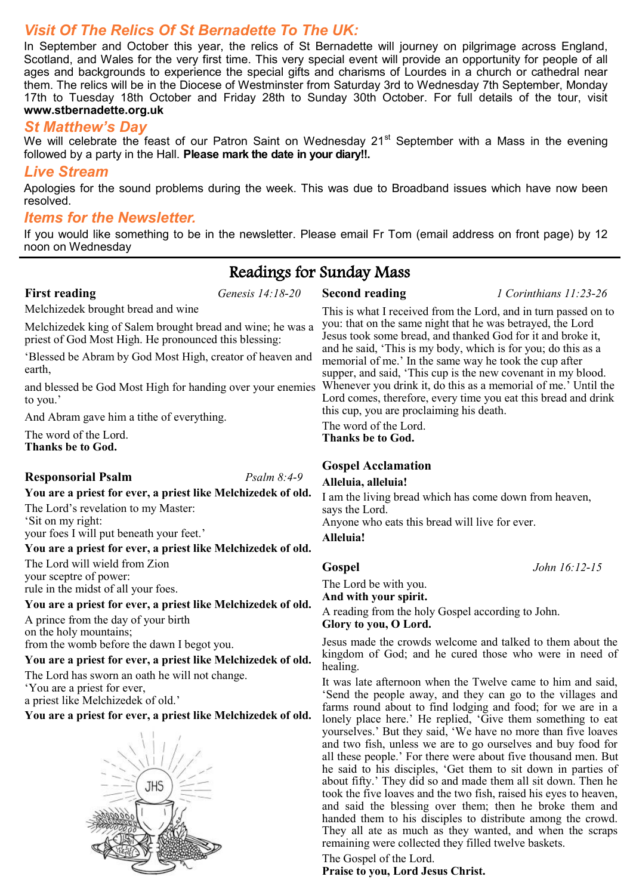## *Visit Of The Relics Of St Bernadette To The UK:*

In September and October this year, the relics of St Bernadette will journey on pilgrimage across England, Scotland, and Wales for the very first time. This very special event will provide an opportunity for people of all ages and backgrounds to experience the special gifts and charisms of Lourdes in a church or cathedral near them. The relics will be in the Diocese of Westminster from Saturday 3rd to Wednesday 7th September, Monday 17th to Tuesday 18th October and Friday 28th to Sunday 30th October. For full details of the tour, visit **www.stbernadette.org.uk**

## *St Matthew's Day*

We will celebrate the feast of our Patron Saint on Wednesday 21st September with a Mass in the evening followed by a party in the Hall. **Please mark the date in your diary!!.**

## *Live Stream*

Apologies for the sound problems during the week. This was due to Broadband issues which have now been resolved.

## *Items for the Newsletter.*

If you would like something to be in the newsletter. Please email Fr Tom (email address on front page) by 12 noon on Wednesday

---

# Readings for Sunday Mass

### First reading — *Genesis 14:18-20*

Melchizedek brought bread and wine

Melchizedek king of Salem brought bread and wine; he was a priest of God Most High. He pronounced this blessing:

'Blessed be Abram by God Most High, creator of heaven and earth,

and blessed be God Most High for handing over your enemies to you.'

And Abram gave him a tithe of everything.

The word of the Lord.
**Thanks be to God.**

### Responsorial Psalm — *Psalm 8:4-9*

**You are a priest for ever, a priest like Melchizedek of old.**

The Lord's revelation to my Master:
'Sit on my right:
your foes I will put beneath your feet.'

**You are a priest for ever, a priest like Melchizedek of old.**

The Lord will wield from Zion
your sceptre of power:
rule in the midst of all your foes.

**You are a priest for ever, a priest like Melchizedek of old.**

A prince from the day of your birth
on the holy mountains;
from the womb before the dawn I begot you.

**You are a priest for ever, a priest like Melchizedek of old.**

The Lord has sworn an oath he will not change.
'You are a priest for ever,
a priest like Melchizedek of old.'

**You are a priest for ever, a priest like Melchizedek of old.**

### Second reading — *1 Corinthians 11:23-26*

This is what I received from the Lord, and in turn passed on to you: that on the same night that he was betrayed, the Lord Jesus took some bread, and thanked God for it and broke it, and he said, 'This is my body, which is for you; do this as a memorial of me.' In the same way he took the cup after supper, and said, 'This cup is the new covenant in my blood. Whenever you drink it, do this as a memorial of me.' Until the Lord comes, therefore, every time you eat this bread and drink this cup, you are proclaiming his death.

The word of the Lord.
**Thanks be to God.**

### Gospel Acclamation

**Alleluia, alleluia!**

I am the living bread which has come down from heaven,
says the Lord.
Anyone who eats this bread will live for ever.

**Alleluia!**

### Gospel — *John 16:12-15*

The Lord be with you.
**And with your spirit.**

A reading from the holy Gospel according to John.
**Glory to you, O Lord.**

Jesus made the crowds welcome and talked to them about the kingdom of God; and he cured those who were in need of healing.

It was late afternoon when the Twelve came to him and said, 'Send the people away, and they can go to the villages and farms round about to find lodging and food; for we are in a lonely place here.' He replied, 'Give them something to eat yourselves.' But they said, 'We have no more than five loaves and two fish, unless we are to go ourselves and buy food for all these people.' For there were about five thousand men. But he said to his disciples, 'Get them to sit down in parties of about fifty.' They did so and made them all sit down. Then he took the five loaves and the two fish, raised his eyes to heaven, and said the blessing over them; then he broke them and handed them to his disciples to distribute among the crowd. They all ate as much as they wanted, and when the scraps remaining were collected they filled twelve baskets.

The Gospel of the Lord.
**Praise to you, Lord Jesus Christ.**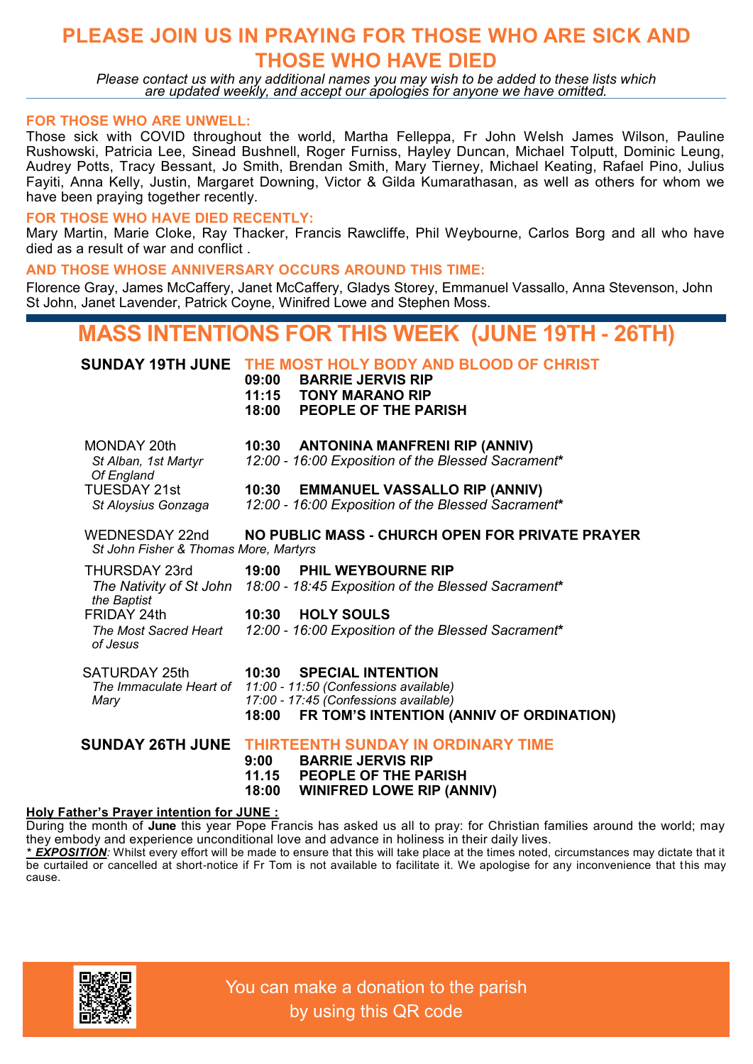# PLEASE JOIN US IN PRAYING FOR THOSE WHO ARE SICK AND THOSE WHO HAVE DIED

*Please contact us with any additional names you may wish to be added to these lists which are updated weekly, and accept our apologies for anyone we have omitted.*

**FOR THOSE WHO ARE UNWELL:**

Those sick with COVID throughout the world, Martha Felleppa, Fr John Welsh James Wilson, Pauline Rushowski, Patricia Lee, Sinead Bushnell, Roger Furniss, Hayley Duncan, Michael Tolputt, Dominic Leung, Audrey Potts, Tracy Bessant, Jo Smith, Brendan Smith, Mary Tierney, Michael Keating, Rafael Pino, Julius Fayiti, Anna Kelly, Justin, Margaret Downing, Victor & Gilda Kumarathasan, as well as others for whom we have been praying together recently.

**FOR THOSE WHO HAVE DIED RECENTLY:**

Mary Martin, Marie Cloke, Ray Thacker, Francis Rawcliffe, Phil Weybourne, Carlos Borg and all who have died as a result of war and conflict .

**AND THOSE WHOSE ANNIVERSARY OCCURS AROUND THIS TIME:**

Florence Gray, James McCaffery, Janet McCaffery, Gladys Storey, Emmanuel Vassallo, Anna Stevenson, John St John, Janet Lavender, Patrick Coyne, Winifred Lowe and Stephen Moss.

# MASS INTENTIONS FOR THIS WEEK (JUNE 19TH - 26TH)

**SUNDAY 19TH JUNE** — **THE MOST HOLY BODY AND BLOOD OF CHRIST**
- **09:00 BARRIE JERVIS RIP**
- **11:15 TONY MARANO RIP**
- **18:00 PEOPLE OF THE PARISH**

MONDAY 20th — *St Alban, 1st Martyr Of England*
- **10:30 ANTONINA MANFRENI RIP (ANNIV)**
- *12:00 - 16:00 Exposition of the Blessed Sacrament**

TUESDAY 21st — *St Aloysius Gonzaga*
- **10:30 EMMANUEL VASSALLO RIP (ANNIV)**
- *12:00 - 16:00 Exposition of the Blessed Sacrament**

WEDNESDAY 22nd — *St John Fisher & Thomas More, Martyrs*
- **NO PUBLIC MASS - CHURCH OPEN FOR PRIVATE PRAYER**

THURSDAY 23rd — *The Nativity of St John the Baptist*
- **19:00 PHIL WEYBOURNE RIP**
- *18:00 - 18:45 Exposition of the Blessed Sacrament**

FRIDAY 24th — *The Most Sacred Heart of Jesus*
- **10:30 HOLY SOULS**
- *12:00 - 16:00 Exposition of the Blessed Sacrament**

SATURDAY 25th — *The Immaculate Heart of Mary*
- **10:30 SPECIAL INTENTION**
- *11:00 - 11:50 (Confessions available)*
- *17:00 - 17:45 (Confessions available)*
- **18:00 FR TOM'S INTENTION (ANNIV OF ORDINATION)**

**SUNDAY 26TH JUNE** — **THIRTEENTH SUNDAY IN ORDINARY TIME**
- **9:00 BARRIE JERVIS RIP**
- **11.15 PEOPLE OF THE PARISH**
- **18:00 WINIFRED LOWE RIP (ANNIV)**

**Holy Father's Prayer intention for JUNE :**

During the month of **June** this year Pope Francis has asked us all to pray: for Christian families around the world; may they embody and experience unconditional love and advance in holiness in their daily lives.

***** EXPOSITION***: Whilst every effort will be made to ensure that this will take place at the times noted, circumstances may dictate that it be curtailed or cancelled at short-notice if Fr Tom is not available to facilitate it. We apologise for any inconvenience that this may cause.

You can make a donation to the parish by using this QR code